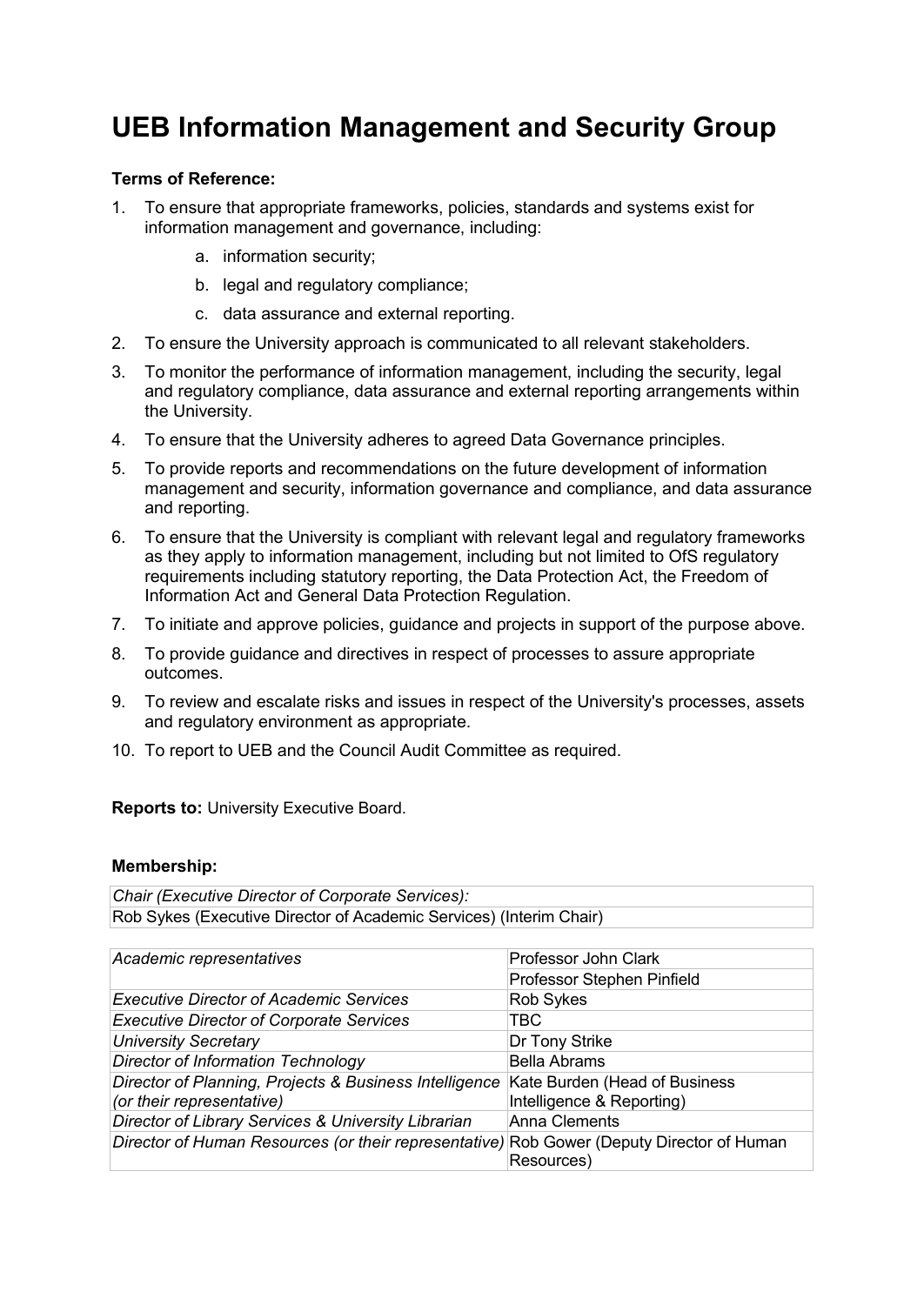# UEB Information Management and Security Group

**Terms of Reference:**

1. To ensure that appropriate frameworks, policies, standards and systems exist for information management and governance, including:
    a. information security;
    b. legal and regulatory compliance;
    c. data assurance and external reporting.
2. To ensure the University approach is communicated to all relevant stakeholders.
3. To monitor the performance of information management, including the security, legal and regulatory compliance, data assurance and external reporting arrangements within the University.
4. To ensure that the University adheres to agreed Data Governance principles.
5. To provide reports and recommendations on the future development of information management and security, information governance and compliance, and data assurance and reporting.
6. To ensure that the University is compliant with relevant legal and regulatory frameworks as they apply to information management, including but not limited to OfS regulatory requirements including statutory reporting, the Data Protection Act, the Freedom of Information Act and General Data Protection Regulation.
7. To initiate and approve policies, guidance and projects in support of the purpose above.
8. To provide guidance and directives in respect of processes to assure appropriate outcomes.
9. To review and escalate risks and issues in respect of the University's processes, assets and regulatory environment as appropriate.
10. To report to UEB and the Council Audit Committee as required.

**Reports to:** University Executive Board.

**Membership:**

| *Chair (Executive Director of Corporate Services):* |
|---|
| Rob Sykes (Executive Director of Academic Services) (Interim Chair) |

| | |
|---|---|
| *Academic representatives* | Professor John Clark |
| | Professor Stephen Pinfield |
| *Executive Director of Academic Services* | Rob Sykes |
| *Executive Director of Corporate Services* | TBC |
| *University Secretary* | Dr Tony Strike |
| *Director of Information Technology* | Bella Abrams |
| *Director of Planning, Projects & Business Intelligence (or their representative)* | Kate Burden (Head of Business Intelligence & Reporting) |
| *Director of Library Services & University Librarian* | Anna Clements |
| *Director of Human Resources (or their representative)* | Rob Gower (Deputy Director of Human Resources) |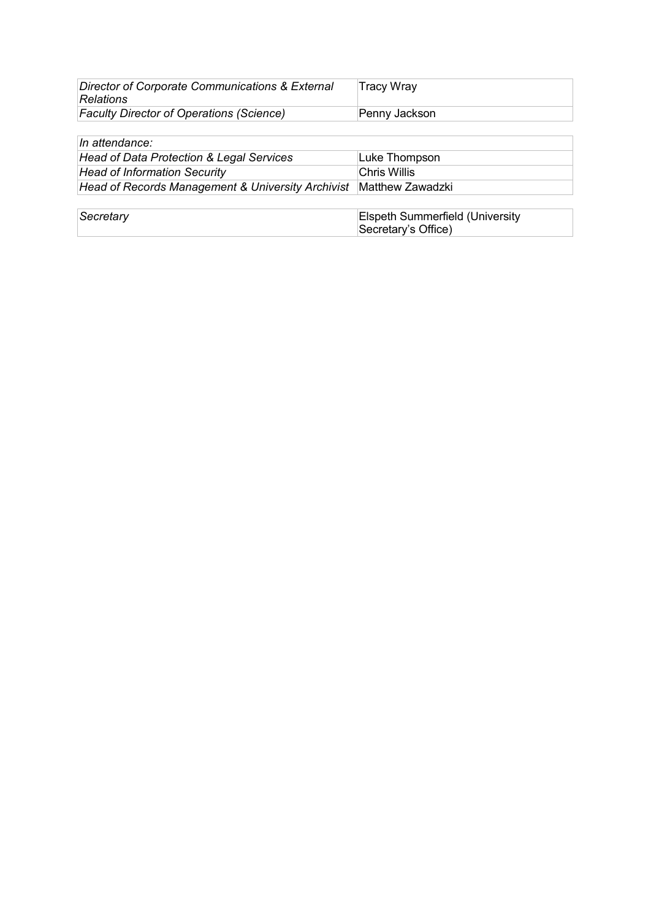| | |
|---|---|
| *Director of Corporate Communications & External Relations* | Tracy Wray |
| *Faculty Director of Operations (Science)* | Penny Jackson |

| | |
|---|---|
| *In attendance:* | |
| *Head of Data Protection & Legal Services* | Luke Thompson |
| *Head of Information Security* | Chris Willis |
| *Head of Records Management & University Archivist* | Matthew Zawadzki |

| | |
|---|---|
| *Secretary* | Elspeth Summerfield (University Secretary's Office) |